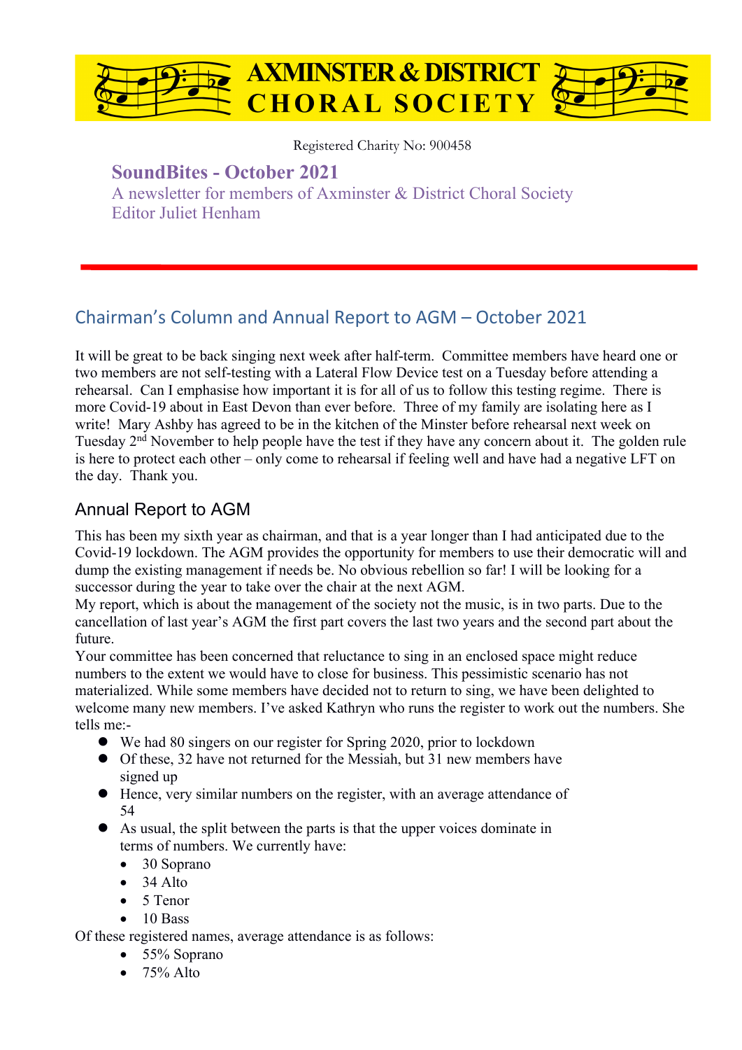# AXMINSTER & DISTRICT CHORAL SOCIETY

Registered Charity No: 900458

**SoundBites - October 2021**

A newsletter for members of Axminster & District Choral Society

Editor Juliet Henham

## Chairman's Column and Annual Report to AGM – October 2021

It will be great to be back singing next week after half-term. Committee members have heard one or two members are not self-testing with a Lateral Flow Device test on a Tuesday before attending a rehearsal. Can I emphasise how important it is for all of us to follow this testing regime. There is more Covid-19 about in East Devon than ever before. Three of my family are isolating here as I write! Mary Ashby has agreed to be in the kitchen of the Minster before rehearsal next week on Tuesday 2nd November to help people have the test if they have any concern about it. The golden rule is here to protect each other – only come to rehearsal if feeling well and have had a negative LFT on the day. Thank you.

### Annual Report to AGM

This has been my sixth year as chairman, and that is a year longer than I had anticipated due to the Covid-19 lockdown. The AGM provides the opportunity for members to use their democratic will and dump the existing management if needs be. No obvious rebellion so far! I will be looking for a successor during the year to take over the chair at the next AGM.

My report, which is about the management of the society not the music, is in two parts. Due to the cancellation of last year's AGM the first part covers the last two years and the second part about the future.

Your committee has been concerned that reluctance to sing in an enclosed space might reduce numbers to the extent we would have to close for business. This pessimistic scenario has not materialized. While some members have decided not to return to sing, we have been delighted to welcome many new members. I've asked Kathryn who runs the register to work out the numbers. She tells me:-

- We had 80 singers on our register for Spring 2020, prior to lockdown
- Of these, 32 have not returned for the Messiah, but 31 new members have signed up
- Hence, very similar numbers on the register, with an average attendance of 54
- As usual, the split between the parts is that the upper voices dominate in terms of numbers. We currently have:
  - 30 Soprano
  - 34 Alto
  - 5 Tenor
  - 10 Bass

Of these registered names, average attendance is as follows:

- 55% Soprano
- 75% Alto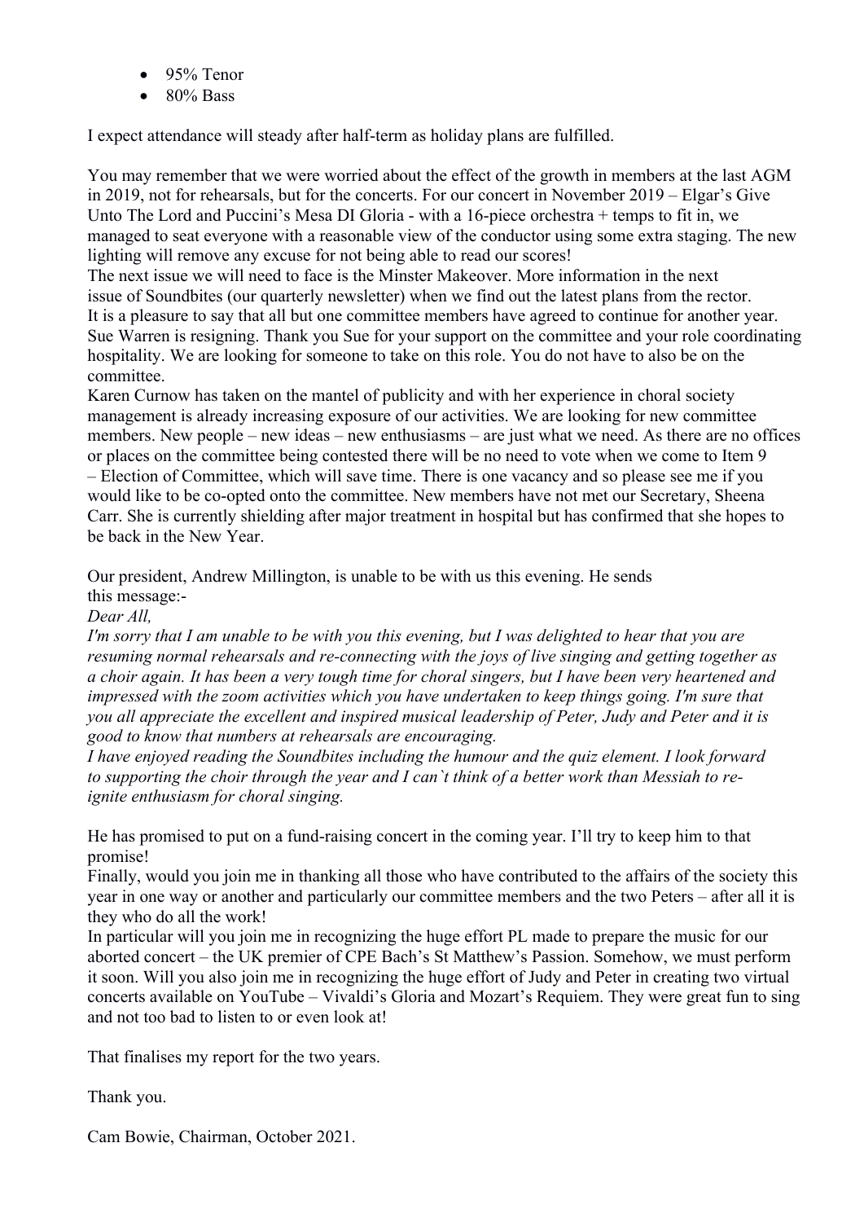- 95% Tenor
- 80% Bass

I expect attendance will steady after half-term as holiday plans are fulfilled.

You may remember that we were worried about the effect of the growth in members at the last AGM in 2019, not for rehearsals, but for the concerts. For our concert in November 2019 – Elgar's Give Unto The Lord and Puccini's Mesa DI Gloria - with a 16-piece orchestra + temps to fit in, we managed to seat everyone with a reasonable view of the conductor using some extra staging. The new lighting will remove any excuse for not being able to read our scores!
The next issue we will need to face is the Minster Makeover. More information in the next issue of Soundbites (our quarterly newsletter) when we find out the latest plans from the rector.
It is a pleasure to say that all but one committee members have agreed to continue for another year. Sue Warren is resigning. Thank you Sue for your support on the committee and your role coordinating hospitality. We are looking for someone to take on this role. You do not have to also be on the committee.
Karen Curnow has taken on the mantel of publicity and with her experience in choral society management is already increasing exposure of our activities. We are looking for new committee members. New people – new ideas – new enthusiasms – are just what we need. As there are no offices or places on the committee being contested there will be no need to vote when we come to Item 9 – Election of Committee, which will save time. There is one vacancy and so please see me if you would like to be co-opted onto the committee. New members have not met our Secretary, Sheena Carr. She is currently shielding after major treatment in hospital but has confirmed that she hopes to be back in the New Year.

Our president, Andrew Millington, is unable to be with us this evening. He sends this message:-
*Dear All,*
*I'm sorry that I am unable to be with you this evening, but I was delighted to hear that you are resuming normal rehearsals and re-connecting with the joys of live singing and getting together as a choir again. It has been a very tough time for choral singers, but I have been very heartened and impressed with the zoom activities which you have undertaken to keep things going. I'm sure that you all appreciate the excellent and inspired musical leadership of Peter, Judy and Peter and it is good to know that numbers at rehearsals are encouraging.*
*I have enjoyed reading the Soundbites including the humour and the quiz element. I look forward to supporting the choir through the year and I can`t think of a better work than Messiah to re-ignite enthusiasm for choral singing.*

He has promised to put on a fund-raising concert in the coming year. I'll try to keep him to that promise!
Finally, would you join me in thanking all those who have contributed to the affairs of the society this year in one way or another and particularly our committee members and the two Peters – after all it is they who do all the work!
In particular will you join me in recognizing the huge effort PL made to prepare the music for our aborted concert – the UK premier of CPE Bach's St Matthew's Passion. Somehow, we must perform it soon. Will you also join me in recognizing the huge effort of Judy and Peter in creating two virtual concerts available on YouTube – Vivaldi's Gloria and Mozart's Requiem. They were great fun to sing and not too bad to listen to or even look at!

That finalises my report for the two years.

Thank you.

Cam Bowie, Chairman, October 2021.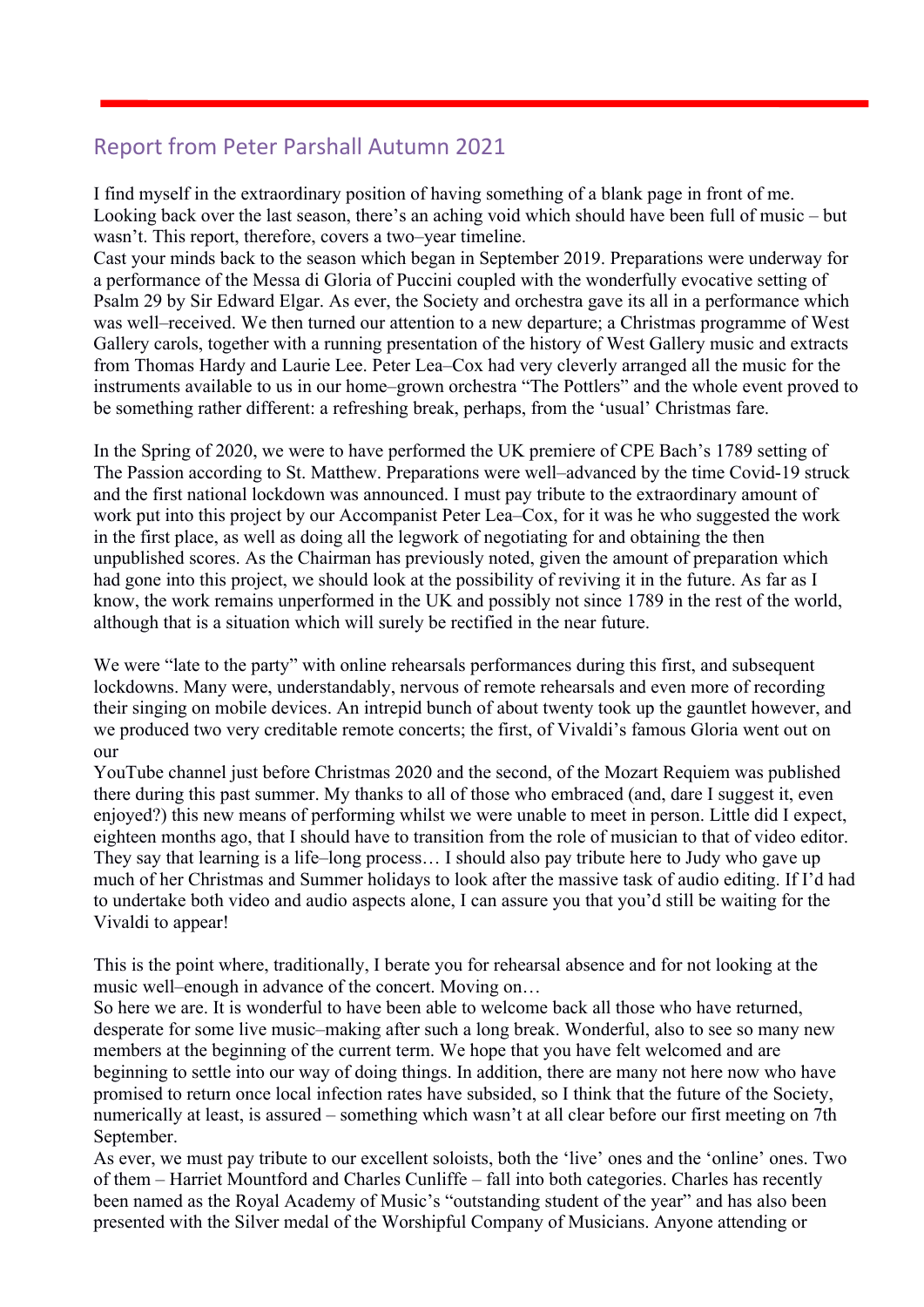## Report from Peter Parshall Autumn 2021

I find myself in the extraordinary position of having something of a blank page in front of me. Looking back over the last season, there's an aching void which should have been full of music – but wasn't. This report, therefore, covers a two–year timeline.

Cast your minds back to the season which began in September 2019. Preparations were underway for a performance of the Messa di Gloria of Puccini coupled with the wonderfully evocative setting of Psalm 29 by Sir Edward Elgar. As ever, the Society and orchestra gave its all in a performance which was well–received. We then turned our attention to a new departure; a Christmas programme of West Gallery carols, together with a running presentation of the history of West Gallery music and extracts from Thomas Hardy and Laurie Lee. Peter Lea–Cox had very cleverly arranged all the music for the instruments available to us in our home–grown orchestra "The Pottlers" and the whole event proved to be something rather different: a refreshing break, perhaps, from the 'usual' Christmas fare.

In the Spring of 2020, we were to have performed the UK premiere of CPE Bach's 1789 setting of The Passion according to St. Matthew. Preparations were well–advanced by the time Covid-19 struck and the first national lockdown was announced. I must pay tribute to the extraordinary amount of work put into this project by our Accompanist Peter Lea–Cox, for it was he who suggested the work in the first place, as well as doing all the legwork of negotiating for and obtaining the then unpublished scores. As the Chairman has previously noted, given the amount of preparation which had gone into this project, we should look at the possibility of reviving it in the future. As far as I know, the work remains unperformed in the UK and possibly not since 1789 in the rest of the world, although that is a situation which will surely be rectified in the near future.

We were "late to the party" with online rehearsals performances during this first, and subsequent lockdowns. Many were, understandably, nervous of remote rehearsals and even more of recording their singing on mobile devices. An intrepid bunch of about twenty took up the gauntlet however, and we produced two very creditable remote concerts; the first, of Vivaldi's famous Gloria went out on our YouTube channel just before Christmas 2020 and the second, of the Mozart Requiem was published there during this past summer. My thanks to all of those who embraced (and, dare I suggest it, even enjoyed?) this new means of performing whilst we were unable to meet in person. Little did I expect, eighteen months ago, that I should have to transition from the role of musician to that of video editor. They say that learning is a life–long process… I should also pay tribute here to Judy who gave up much of her Christmas and Summer holidays to look after the massive task of audio editing. If I'd had to undertake both video and audio aspects alone, I can assure you that you'd still be waiting for the Vivaldi to appear!

This is the point where, traditionally, I berate you for rehearsal absence and for not looking at the music well–enough in advance of the concert. Moving on…

So here we are. It is wonderful to have been able to welcome back all those who have returned, desperate for some live music–making after such a long break. Wonderful, also to see so many new members at the beginning of the current term. We hope that you have felt welcomed and are beginning to settle into our way of doing things. In addition, there are many not here now who have promised to return once local infection rates have subsided, so I think that the future of the Society, numerically at least, is assured – something which wasn't at all clear before our first meeting on 7th September.

As ever, we must pay tribute to our excellent soloists, both the 'live' ones and the 'online' ones. Two of them – Harriet Mountford and Charles Cunliffe – fall into both categories. Charles has recently been named as the Royal Academy of Music's "outstanding student of the year" and has also been presented with the Silver medal of the Worshipful Company of Musicians. Anyone attending or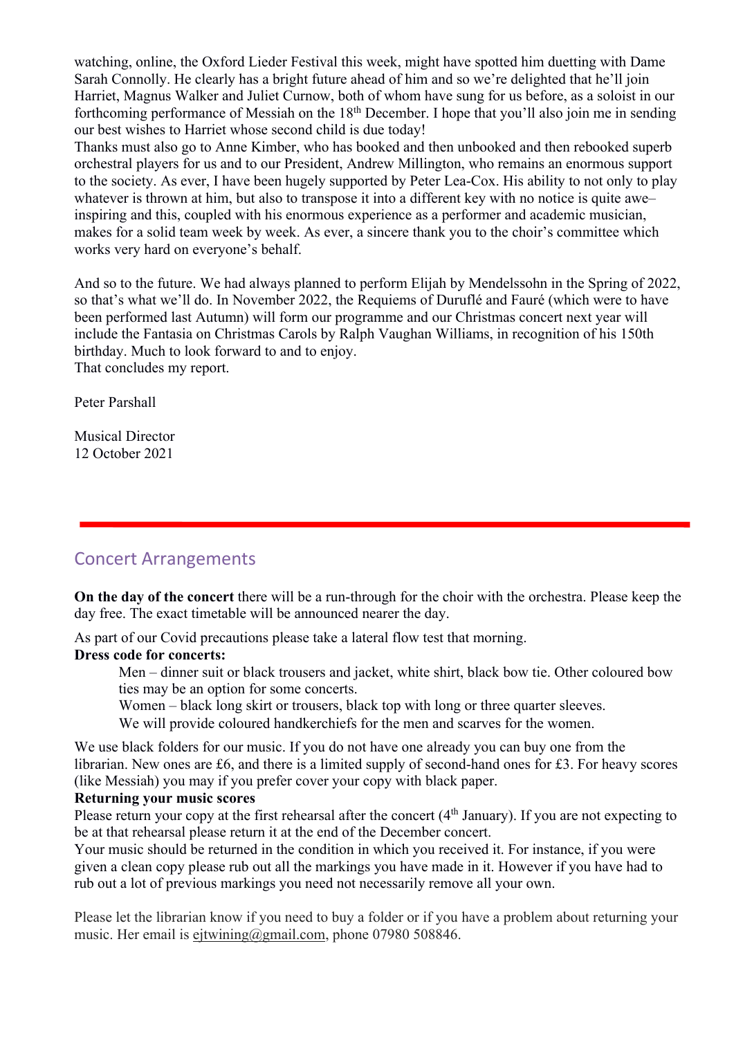watching, online, the Oxford Lieder Festival this week, might have spotted him duetting with Dame Sarah Connolly. He clearly has a bright future ahead of him and so we're delighted that he'll join Harriet, Magnus Walker and Juliet Curnow, both of whom have sung for us before, as a soloist in our forthcoming performance of Messiah on the 18th December. I hope that you'll also join me in sending our best wishes to Harriet whose second child is due today!

Thanks must also go to Anne Kimber, who has booked and then unbooked and then rebooked superb orchestral players for us and to our President, Andrew Millington, who remains an enormous support to the society. As ever, I have been hugely supported by Peter Lea-Cox. His ability to not only to play whatever is thrown at him, but also to transpose it into a different key with no notice is quite awe–inspiring and this, coupled with his enormous experience as a performer and academic musician, makes for a solid team week by week. As ever, a sincere thank you to the choir's committee which works very hard on everyone's behalf.

And so to the future. We had always planned to perform Elijah by Mendelssohn in the Spring of 2022, so that's what we'll do. In November 2022, the Requiems of Duruflé and Fauré (which were to have been performed last Autumn) will form our programme and our Christmas concert next year will include the Fantasia on Christmas Carols by Ralph Vaughan Williams, in recognition of his 150th birthday. Much to look forward to and to enjoy.

That concludes my report.

Peter Parshall

Musical Director
12 October 2021

---

## Concert Arrangements

**On the day of the concert** there will be a run-through for the choir with the orchestra. Please keep the day free. The exact timetable will be announced nearer the day.

As part of our Covid precautions please take a lateral flow test that morning.

**Dress code for concerts:**

> Men – dinner suit or black trousers and jacket, white shirt, black bow tie. Other coloured bow ties may be an option for some concerts.
>
> Women – black long skirt or trousers, black top with long or three quarter sleeves.
>
> We will provide coloured handkerchiefs for the men and scarves for the women.

We use black folders for our music. If you do not have one already you can buy one from the librarian. New ones are £6, and there is a limited supply of second-hand ones for £3. For heavy scores (like Messiah) you may if you prefer cover your copy with black paper.

**Returning your music scores**

Please return your copy at the first rehearsal after the concert (4th January). If you are not expecting to be at that rehearsal please return it at the end of the December concert.

Your music should be returned in the condition in which you received it. For instance, if you were given a clean copy please rub out all the markings you have made in it. However if you have had to rub out a lot of previous markings you need not necessarily remove all your own.

Please let the librarian know if you need to buy a folder or if you have a problem about returning your music. Her email is ejtwining@gmail.com, phone 07980 508846.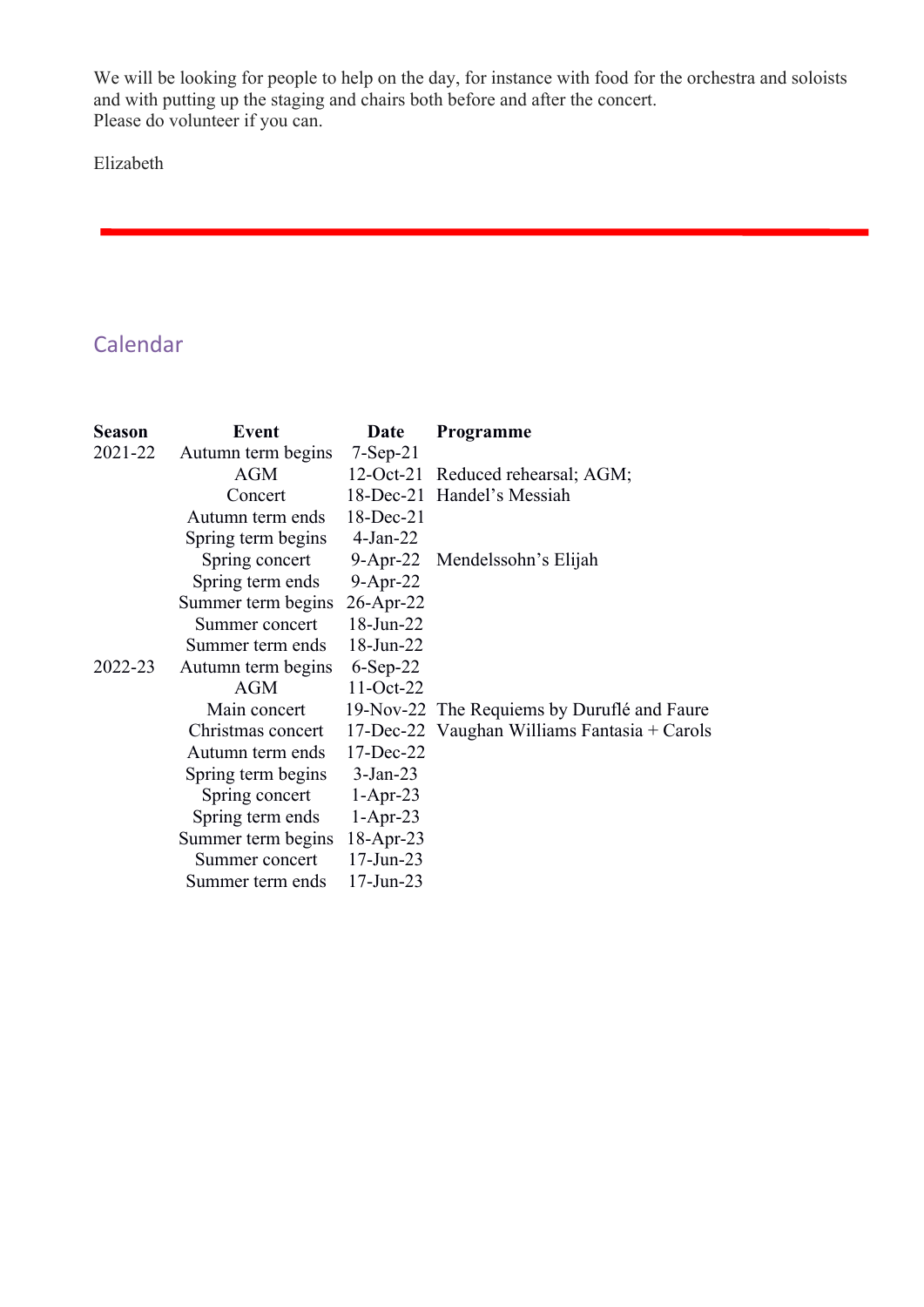We will be looking for people to help on the day, for instance with food for the orchestra and soloists and with putting up the staging and chairs both before and after the concert.
Please do volunteer if you can.

Elizabeth

---

## Calendar

| **Season** | **Event** | **Date** | **Programme** |
|---|---|---|---|
| 2021-22 | Autumn term begins | 7-Sep-21 | |
| | AGM | 12-Oct-21 | Reduced rehearsal; AGM; |
| | Concert | 18-Dec-21 | Handel's Messiah |
| | Autumn term ends | 18-Dec-21 | |
| | Spring term begins | 4-Jan-22 | |
| | Spring concert | 9-Apr-22 | Mendelssohn's Elijah |
| | Spring term ends | 9-Apr-22 | |
| | Summer term begins | 26-Apr-22 | |
| | Summer concert | 18-Jun-22 | |
| | Summer term ends | 18-Jun-22 | |
| 2022-23 | Autumn term begins | 6-Sep-22 | |
| | AGM | 11-Oct-22 | |
| | Main concert | 19-Nov-22 | The Requiems by Duruflé and Faure |
| | Christmas concert | 17-Dec-22 | Vaughan Williams Fantasia + Carols |
| | Autumn term ends | 17-Dec-22 | |
| | Spring term begins | 3-Jan-23 | |
| | Spring concert | 1-Apr-23 | |
| | Spring term ends | 1-Apr-23 | |
| | Summer term begins | 18-Apr-23 | |
| | Summer concert | 17-Jun-23 | |
| | Summer term ends | 17-Jun-23 | |